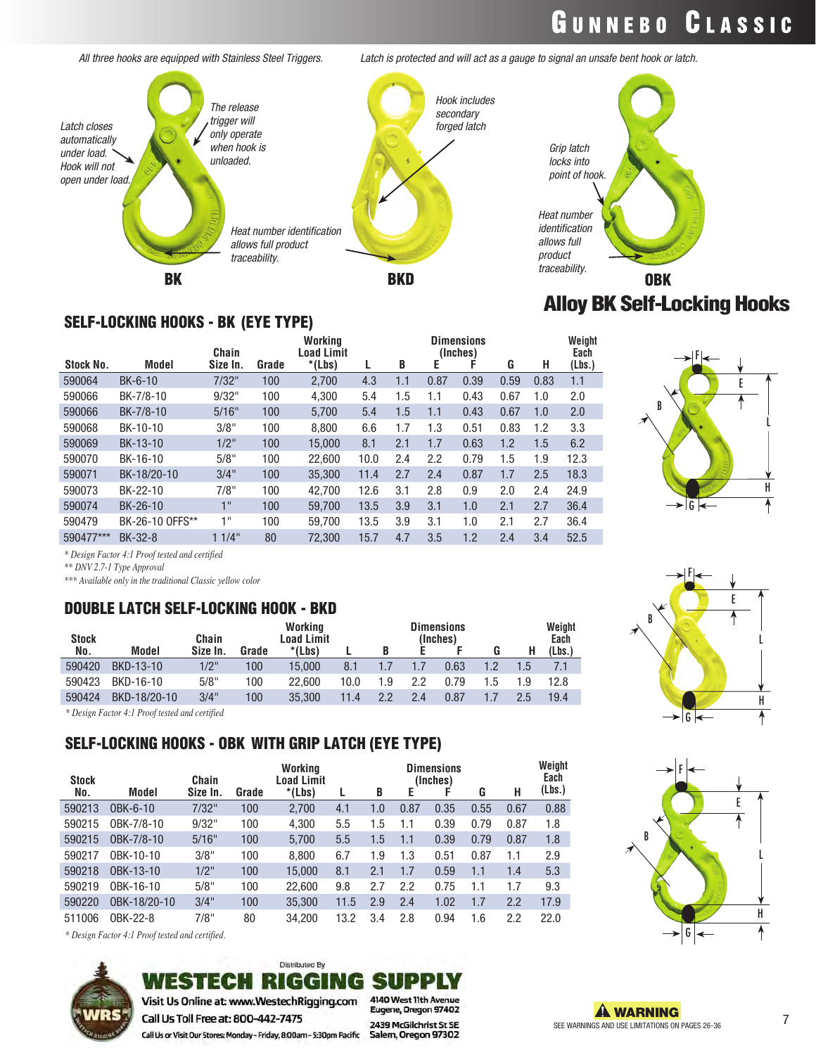# GUNNEBO CLASSIC

*All three hooks are equipped with Stainless Steel Triggers.*

*Latch is protected and will act as a gauge to signal an unsafe bent hook or latch.*

*Latch closes automatically under load. Hook will not open under load.*

*The release trigger will only operate when hook is unloaded.*

*Heat number identification allows full product traceability.*

**BK**

*Hook includes secondary forged latch*

**BKD**

*Grip latch locks into point of hook.*

*Heat number identification allows full product traceability.*

**OBK**

## Alloy BK Self-Locking Hooks

### SELF-LOCKING HOOKS - BK (EYE TYPE)

| Stock No. | Model | Chain Size In. | Grade | Working Load Limit *(Lbs) | L | B | E | F | G | H | Weight Each (Lbs.) |
|---|---|---|---|---|---|---|---|---|---|---|---|
| | | | | | | Dimensions (Inches) | | | | | |
| 590064 | BK-6-10 | 7/32" | 100 | 2,700 | 4.3 | 1.1 | 0.87 | 0.39 | 0.59 | 0.83 | 1.1 |
| 590066 | BK-7/8-10 | 9/32" | 100 | 4,300 | 5.4 | 1.5 | 1.1 | 0.43 | 0.67 | 1.0 | 2.0 |
| 590066 | BK-7/8-10 | 5/16" | 100 | 5,700 | 5.4 | 1.5 | 1.1 | 0.43 | 0.67 | 1.0 | 2.0 |
| 590068 | BK-10-10 | 3/8" | 100 | 8,800 | 6.6 | 1.7 | 1.3 | 0.51 | 0.83 | 1.2 | 3.3 |
| 590069 | BK-13-10 | 1/2" | 100 | 15,000 | 8.1 | 2.1 | 1.7 | 0.63 | 1.2 | 1.5 | 6.2 |
| 590070 | BK-16-10 | 5/8" | 100 | 22,600 | 10.0 | 2.4 | 2.2 | 0.79 | 1.5 | 1.9 | 12.3 |
| 590071 | BK-18/20-10 | 3/4" | 100 | 35,300 | 11.4 | 2.7 | 2.4 | 0.87 | 1.7 | 2.5 | 18.3 |
| 590073 | BK-22-10 | 7/8" | 100 | 42,700 | 12.6 | 3.1 | 2.8 | 0.9 | 2.0 | 2.4 | 24.9 |
| 590074 | BK-26-10 | 1" | 100 | 59,700 | 13.5 | 3.9 | 3.1 | 1.0 | 2.1 | 2.7 | 36.4 |
| 590479 | BK-26-10 OFFS** | 1" | 100 | 59,700 | 13.5 | 3.9 | 3.1 | 1.0 | 2.1 | 2.7 | 36.4 |
| 590477*** | BK-32-8 | 1 1/4" | 80 | 72,300 | 15.7 | 4.7 | 3.5 | 1.2 | 2.4 | 3.4 | 52.5 |

*\* Design Factor 4:1 Proof tested and certified*

*\*\* DNV 2.7-1 Type Approval*

*\*\*\* Available only in the traditional Classic yellow color*

### DOUBLE LATCH SELF-LOCKING HOOK - BKD

| Stock No. | Model | Chain Size In. | Grade | Working Load Limit *(Lbs) | L | B | E | F | G | H | Weight Each (Lbs.) |
|---|---|---|---|---|---|---|---|---|---|---|---|
| | | | | | | Dimensions (Inches) | | | | | |
| 590420 | BKD-13-10 | 1/2" | 100 | 15,000 | 8.1 | 1.7 | 1.7 | 0.63 | 1.2 | 1.5 | 7.1 |
| 590423 | BKD-16-10 | 5/8" | 100 | 22,600 | 10.0 | 1.9 | 2.2 | 0.79 | 1.5 | 1.9 | 12.8 |
| 590424 | BKD-18/20-10 | 3/4" | 100 | 35,300 | 11.4 | 2.2 | 2.4 | 0.87 | 1.7 | 2.5 | 19.4 |

*\* Design Factor 4:1 Proof tested and certified*

### SELF-LOCKING HOOKS - OBK WITH GRIP LATCH (EYE TYPE)

| Stock No. | Model | Chain Size In. | Grade | Working Load Limit *(Lbs) | L | B | E | F | G | H | Weight Each (Lbs.) |
|---|---|---|---|---|---|---|---|---|---|---|---|
| | | | | | | Dimensions (Inches) | | | | | |
| 590213 | OBK-6-10 | 7/32" | 100 | 2,700 | 4.1 | 1.0 | 0.87 | 0.35 | 0.55 | 0.67 | 0.88 |
| 590215 | OBK-7/8-10 | 9/32" | 100 | 4,300 | 5.5 | 1.5 | 1.1 | 0.39 | 0.79 | 0.87 | 1.8 |
| 590215 | OBK-7/8-10 | 5/16" | 100 | 5,700 | 5.5 | 1.5 | 1.1 | 0.39 | 0.79 | 0.87 | 1.8 |
| 590217 | OBK-10-10 | 3/8" | 100 | 8,800 | 6.7 | 1.9 | 1.3 | 0.51 | 0.87 | 1.1 | 2.9 |
| 590218 | OBK-13-10 | 1/2" | 100 | 15,000 | 8.1 | 2.1 | 1.7 | 0.59 | 1.1 | 1.4 | 5.3 |
| 590219 | OBK-16-10 | 5/8" | 100 | 22,600 | 9.8 | 2.7 | 2.2 | 0.75 | 1.1 | 1.7 | 9.3 |
| 590220 | OBK-18/20-10 | 3/4" | 100 | 35,300 | 11.5 | 2.9 | 2.4 | 1.02 | 1.7 | 2.2 | 17.9 |
| 511006 | OBK-22-8 | 7/8" | 80 | 34,200 | 13.2 | 3.4 | 2.8 | 0.94 | 1.6 | 2.2 | 22.0 |

*\* Design Factor 4:1 Proof tested and certified.*

Distributed By

**WESTECH RIGGING SUPPLY**

Visit Us Online at: www.WestechRigging.com

Call Us Toll Free at: 800-442-7475

Call Us or Visit Our Stores: Monday – Friday, 8:00am – 5:30pm Pacific

4140 West 11th Avenue
Eugene, Oregon 97402

2439 McGilchrist St SE
Salem, Oregon 97302

**⚠ WARNING**

SEE WARNINGS AND USE LIMITATIONS ON PAGES 26-36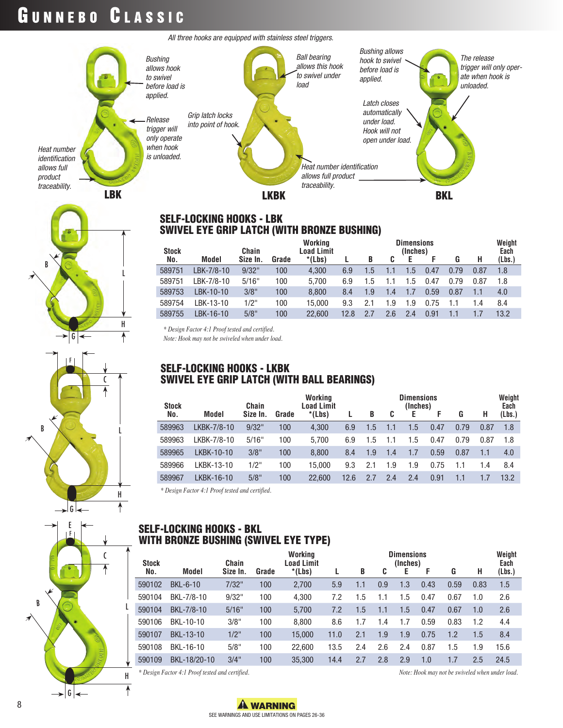# GUNNEBO CLASSIC

*All three hooks are equipped with stainless steel triggers.*

**LBK**

*Bushing allows hook to swivel before load is applied.*

*Release trigger will only operate when hook is unloaded.*

*Heat number identification allows full product traceability.*

**LKBK**

*Grip latch locks into point of hook.*

*Ball bearing allows this hook to swivel under load*

*Heat number identification allows full product traceability.*

**BKL**

*Bushing allows hook to swivel before load is applied.*

*The release trigger will only operate when hook is unloaded.*

*Latch closes automatically under load. Hook will not open under load.*

## SELF-LOCKING HOOKS - LBK
## SWIVEL EYE GRIP LATCH (WITH BRONZE BUSHING)

| Stock No. | Model | Chain Size In. | Grade | Working Load Limit *(Lbs) | L | B | C | E | F | G | H | Weight Each (Lbs.) |
|---|---|---|---|---|---|---|---|---|---|---|---|---|
| | | | | | Dimensions (Inches) | | | | | | | |
| 589751 | LBK-7/8-10 | 9/32" | 100 | 4,300 | 6.9 | 1.5 | 1.1 | 1.5 | 0.47 | 0.79 | 0.87 | 1.8 |
| 589751 | LBK-7/8-10 | 5/16" | 100 | 5,700 | 6.9 | 1.5 | 1.1 | 1.5 | 0.47 | 0.79 | 0.87 | 1.8 |
| 589753 | LBK-10-10 | 3/8" | 100 | 8,800 | 8.4 | 1.9 | 1.4 | 1.7 | 0.59 | 0.87 | 1.1 | 4.0 |
| 589754 | LBK-13-10 | 1/2" | 100 | 15,000 | 9.3 | 2.1 | 1.9 | 1.9 | 0.75 | 1.1 | 1.4 | 8.4 |
| 589755 | LBK-16-10 | 5/8" | 100 | 22,600 | 12.8 | 2.7 | 2.6 | 2.4 | 0.91 | 1.1 | 1.7 | 13.2 |

*\* Design Factor 4:1 Proof tested and certified.*
*Note: Hook may not be swiveled when under load.*

## SELF-LOCKING HOOKS - LKBK
## SWIVEL EYE GRIP LATCH (WITH BALL BEARINGS)

| Stock No. | Model | Chain Size In. | Grade | Working Load Limit *(Lbs) | L | B | C | E | F | G | H | Weight Each (Lbs.) |
|---|---|---|---|---|---|---|---|---|---|---|---|---|
| | | | | | Dimensions (Inches) | | | | | | | |
| 589963 | LKBK-7/8-10 | 9/32" | 100 | 4,300 | 6.9 | 1.5 | 1.1 | 1.5 | 0.47 | 0.79 | 0.87 | 1.8 |
| 589963 | LKBK-7/8-10 | 5/16" | 100 | 5,700 | 6.9 | 1.5 | 1.1 | 1.5 | 0.47 | 0.79 | 0.87 | 1.8 |
| 589965 | LKBK-10-10 | 3/8" | 100 | 8,800 | 8.4 | 1.9 | 1.4 | 1.7 | 0.59 | 0.87 | 1.1 | 4.0 |
| 589966 | LKBK-13-10 | 1/2" | 100 | 15,000 | 9.3 | 2.1 | 1.9 | 1.9 | 0.75 | 1.1 | 1.4 | 8.4 |
| 589967 | LKBK-16-10 | 5/8" | 100 | 22,600 | 12.6 | 2.7 | 2.4 | 2.4 | 0.91 | 1.1 | 1.7 | 13.2 |

*\* Design Factor 4:1 Proof tested and certified.*

## SELF-LOCKING HOOKS - BKL
## WITH BRONZE BUSHING (SWIVEL EYE TYPE)

| Stock No. | Model | Chain Size In. | Grade | Working Load Limit *(Lbs) | L | B | C | E | F | G | H | Weight Each (Lbs.) |
|---|---|---|---|---|---|---|---|---|---|---|---|---|
| | | | | | Dimensions (Inches) | | | | | | | |
| 590102 | BKL-6-10 | 7/32" | 100 | 2,700 | 5.9 | 1.1 | 0.9 | 1.3 | 0.43 | 0.59 | 0.83 | 1.5 |
| 590104 | BKL-7/8-10 | 9/32" | 100 | 4,300 | 7.2 | 1.5 | 1.1 | 1.5 | 0.47 | 0.67 | 1.0 | 2.6 |
| 590104 | BKL-7/8-10 | 5/16" | 100 | 5,700 | 7.2 | 1.5 | 1.1 | 1.5 | 0.47 | 0.67 | 1.0 | 2.6 |
| 590106 | BKL-10-10 | 3/8" | 100 | 8,800 | 8.6 | 1.7 | 1.4 | 1.7 | 0.59 | 0.83 | 1.2 | 4.4 |
| 590107 | BKL-13-10 | 1/2" | 100 | 15,000 | 11.0 | 2.1 | 1.9 | 1.9 | 0.75 | 1.2 | 1.5 | 8.4 |
| 590108 | BKL-16-10 | 5/8" | 100 | 22,600 | 13.5 | 2.4 | 2.6 | 2.4 | 0.87 | 1.5 | 1.9 | 15.6 |
| 590109 | BKL-18/20-10 | 3/4" | 100 | 35,300 | 14.4 | 2.7 | 2.8 | 2.9 | 1.0 | 1.7 | 2.5 | 24.5 |

*\* Design Factor 4:1 Proof tested and certified.*
*Note: Hook may not be swiveled when under load.*

**⚠ WARNING**

SEE WARNINGS AND USE LIMITATIONS ON PAGES 26-36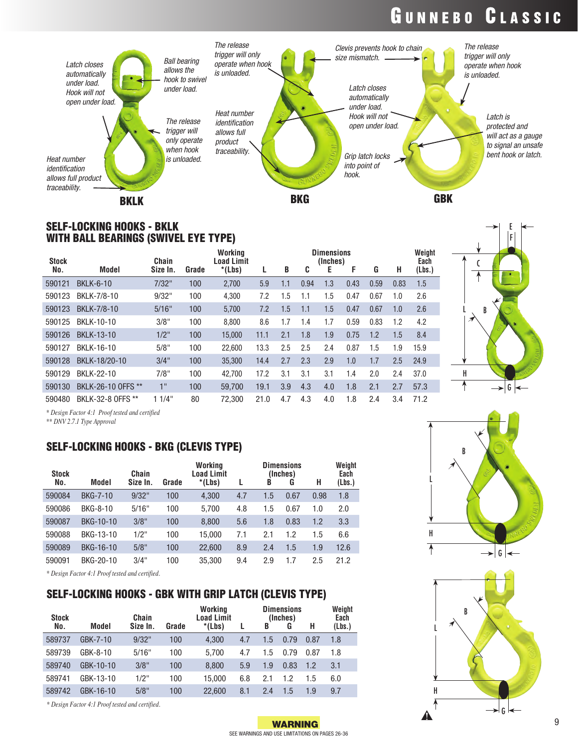The release trigger will only operate when hook is unloaded.

Clevis prevents hook to chain size mismatch.

The release trigger will only operate when hook is unloaded.

Latch closes automatically under load. Hook will not open under load.

Ball bearing allows the hook to swivel under load.

The release trigger will only operate when hook is unloaded.

Heat number identification allows full product traceability.

Heat number identification allows full product traceability.

Latch closes automatically under load. Hook will not open under load.

Grip latch locks into point of hook.

Latch is protected and will act as a gauge to signal an unsafe bent hook or latch.

BKLK

BKG

GBK

## SELF-LOCKING HOOKS - BKLK WITH BALL BEARINGS (SWIVEL EYE TYPE)

| Stock No. | Model | Chain Size In. | Grade | Working Load Limit *(Lbs) | L | B | C | E | F | G | H | Weight Each (Lbs.) |
|---|---|---|---|---|---|---|---|---|---|---|---|---|
| | | | | | Dimensions (Inches) | | | | | | | |
| 590121 | BKLK-6-10 | 7/32" | 100 | 2,700 | 5.9 | 1.1 | 0.94 | 1.3 | 0.43 | 0.59 | 0.83 | 1.5 |
| 590123 | BKLK-7/8-10 | 9/32" | 100 | 4,300 | 7.2 | 1.5 | 1.1 | 1.5 | 0.47 | 0.67 | 1.0 | 2.6 |
| 590123 | BKLK-7/8-10 | 5/16" | 100 | 5,700 | 7.2 | 1.5 | 1.1 | 1.5 | 0.47 | 0.67 | 1.0 | 2.6 |
| 590125 | BKLK-10-10 | 3/8" | 100 | 8,800 | 8.6 | 1.7 | 1.4 | 1.7 | 0.59 | 0.83 | 1.2 | 4.2 |
| 590126 | BKLK-13-10 | 1/2" | 100 | 15,000 | 11.1 | 2.1 | 1.8 | 1.9 | 0.75 | 1.2 | 1.5 | 8.4 |
| 590127 | BKLK-16-10 | 5/8" | 100 | 22,600 | 13.3 | 2.5 | 2.5 | 2.4 | 0.87 | 1.5 | 1.9 | 15.9 |
| 590128 | BKLK-18/20-10 | 3/4" | 100 | 35,300 | 14.4 | 2.7 | 2.3 | 2.9 | 1.0 | 1.7 | 2.5 | 24.9 |
| 590129 | BKLK-22-10 | 7/8" | 100 | 42,700 | 17.2 | 3.1 | 3.1 | 3.1 | 1.4 | 2.0 | 2.4 | 37.0 |
| 590130 | BKLK-26-10 OFFS ** | 1" | 100 | 59,700 | 19.1 | 3.9 | 4.3 | 4.0 | 1.8 | 2.1 | 2.7 | 57.3 |
| 590480 | BKLK-32-8 OFFS ** | 1 1/4" | 80 | 72,300 | 21.0 | 4.7 | 4.3 | 4.0 | 1.8 | 2.4 | 3.4 | 71.2 |

*\* Design Factor 4:1 Proof tested and certified*

*\*\* DNV 2.7.1 Type Approval*

## SELF-LOCKING HOOKS - BKG (CLEVIS TYPE)

| Stock No. | Model | Chain Size In. | Grade | Working Load Limit *(Lbs) | L | B | G | H | Weight Each (Lbs.) |
|---|---|---|---|---|---|---|---|---|---|
| | | | | | | Dimensions (Inches) | | | |
| 590084 | BKG-7-10 | 9/32" | 100 | 4,300 | 4.7 | 1.5 | 0.67 | 0.98 | 1.8 |
| 590086 | BKG-8-10 | 5/16" | 100 | 5,700 | 4.8 | 1.5 | 0.67 | 1.0 | 2.0 |
| 590087 | BKG-10-10 | 3/8" | 100 | 8,800 | 5.6 | 1.8 | 0.83 | 1.2 | 3.3 |
| 590088 | BKG-13-10 | 1/2" | 100 | 15,000 | 7.1 | 2.1 | 1.2 | 1.5 | 6.6 |
| 590089 | BKG-16-10 | 5/8" | 100 | 22,600 | 8.9 | 2.4 | 1.5 | 1.9 | 12.6 |
| 590091 | BKG-20-10 | 3/4" | 100 | 35,300 | 9.4 | 2.9 | 1.7 | 2.5 | 21.2 |

*\* Design Factor 4:1 Proof tested and certified.*

## SELF-LOCKING HOOKS - GBK WITH GRIP LATCH (CLEVIS TYPE)

| Stock No. | Model | Chain Size In. | Grade | Working Load Limit *(Lbs) | L | B | G | H | Weight Each (Lbs.) |
|---|---|---|---|---|---|---|---|---|---|
| | | | | | | Dimensions (Inches) | | | |
| 589737 | GBK-7-10 | 9/32" | 100 | 4,300 | 4.7 | 1.5 | 0.79 | 0.87 | 1.8 |
| 589739 | GBK-8-10 | 5/16" | 100 | 5,700 | 4.7 | 1.5 | 0.79 | 0.87 | 1.8 |
| 589740 | GBK-10-10 | 3/8" | 100 | 8,800 | 5.9 | 1.9 | 0.83 | 1.2 | 3.1 |
| 589741 | GBK-13-10 | 1/2" | 100 | 15,000 | 6.8 | 2.1 | 1.2 | 1.5 | 6.0 |
| 589742 | GBK-16-10 | 5/8" | 100 | 22,600 | 8.1 | 2.4 | 1.5 | 1.9 | 9.7 |

*\* Design Factor 4:1 Proof tested and certified.*

**WARNING**

SEE WARNINGS AND USE LIMITATIONS ON PAGES 26-36